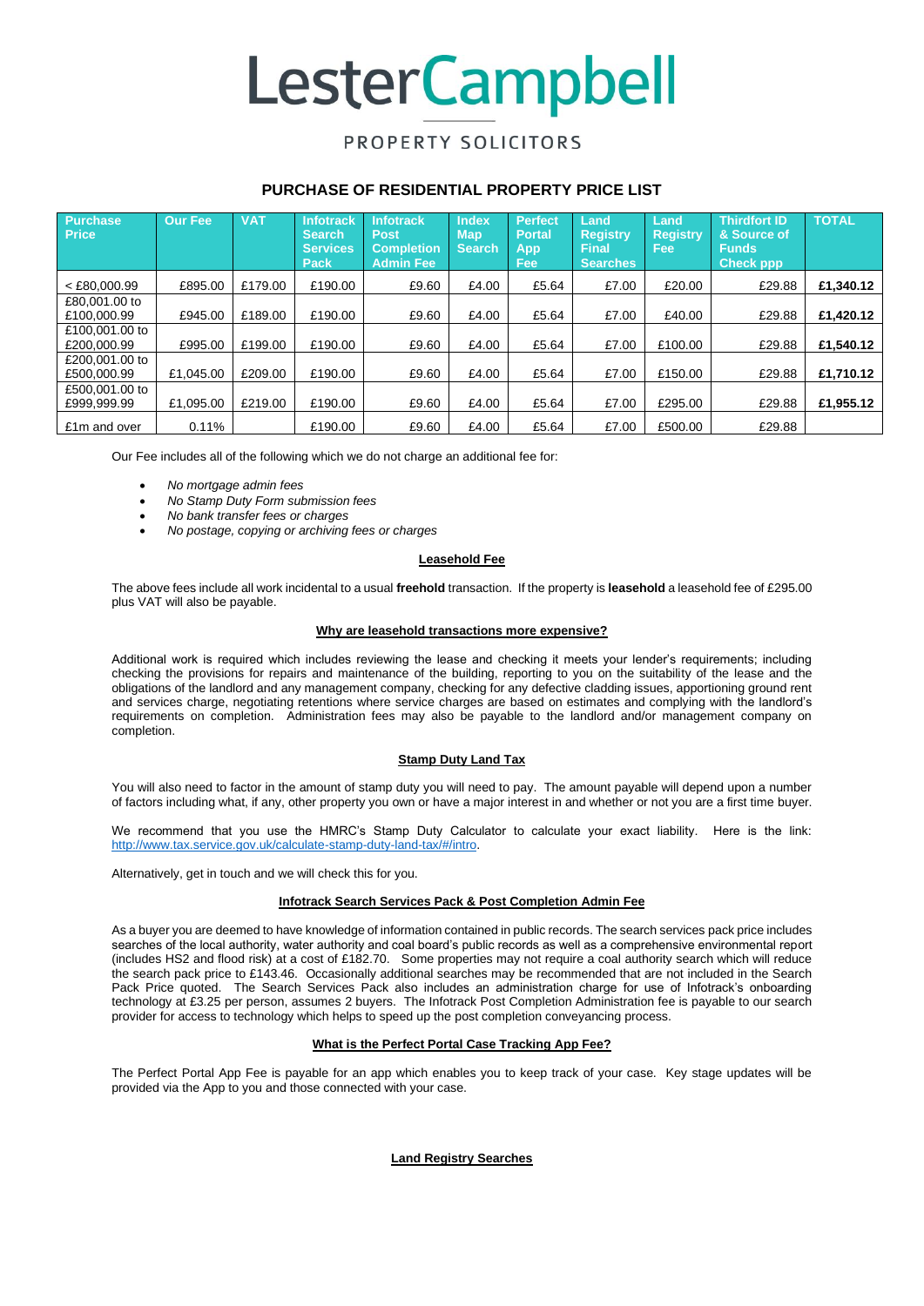# LesterCampbell

PROPERTY SOLICITORS

## PURCHASE OF RESIDENTIAL PROPERTY PRICE LIST

| Purchase Price | Our Fee | VAT | Infotrack Search Services Pack | Infotrack Post Completion Admin Fee | Index Map Search | Perfect Portal App Fee | Land Registry Final Searches | Land Registry Fee | Thirdfort ID & Source of Funds Check ppp | TOTAL |
|---|---|---|---|---|---|---|---|---|---|---|
| < £80,000.99 | £895.00 | £179.00 | £190.00 | £9.60 | £4.00 | £5.64 | £7.00 | £20.00 | £29.88 | **£1,340.12** |
| £80,001.00 to £100,000.99 | £945.00 | £189.00 | £190.00 | £9.60 | £4.00 | £5.64 | £7.00 | £40.00 | £29.88 | **£1,420.12** |
| £100,001.00 to £200,000.99 | £995.00 | £199.00 | £190.00 | £9.60 | £4.00 | £5.64 | £7.00 | £100.00 | £29.88 | **£1,540.12** |
| £200,001.00 to £500,000.99 | £1,045.00 | £209.00 | £190.00 | £9.60 | £4.00 | £5.64 | £7.00 | £150.00 | £29.88 | **£1,710.12** |
| £500,001.00 to £999,999.99 | £1,095.00 | £219.00 | £190.00 | £9.60 | £4.00 | £5.64 | £7.00 | £295.00 | £29.88 | **£1,955.12** |
| £1m and over | 0.11% | | £190.00 | £9.60 | £4.00 | £5.64 | £7.00 | £500.00 | £29.88 | |

Our Fee includes all of the following which we do not charge an additional fee for:

- *No mortgage admin fees*
- *No Stamp Duty Form submission fees*
- *No bank transfer fees or charges*
- *No postage, copying or archiving fees or charges*

### Leasehold Fee

The above fees include all work incidental to a usual **freehold** transaction. If the property is **leasehold** a leasehold fee of £295.00 plus VAT will also be payable.

### Why are leasehold transactions more expensive?

Additional work is required which includes reviewing the lease and checking it meets your lender's requirements; including checking the provisions for repairs and maintenance of the building, reporting to you on the suitability of the lease and the obligations of the landlord and any management company, checking for any defective cladding issues, apportioning ground rent and services charge, negotiating retentions where service charges are based on estimates and complying with the landlord's requirements on completion. Administration fees may also be payable to the landlord and/or management company on completion.

### Stamp Duty Land Tax

You will also need to factor in the amount of stamp duty you will need to pay. The amount payable will depend upon a number of factors including what, if any, other property you own or have a major interest in and whether or not you are a first time buyer.

We recommend that you use the HMRC's Stamp Duty Calculator to calculate your exact liability. Here is the link: http://www.tax.service.gov.uk/calculate-stamp-duty-land-tax/#/intro.

Alternatively, get in touch and we will check this for you.

### Infotrack Search Services Pack & Post Completion Admin Fee

As a buyer you are deemed to have knowledge of information contained in public records. The search services pack price includes searches of the local authority, water authority and coal board's public records as well as a comprehensive environmental report (includes HS2 and flood risk) at a cost of £182.70. Some properties may not require a coal authority search which will reduce the search pack price to £143.46. Occasionally additional searches may be recommended that are not included in the Search Pack Price quoted. The Search Services Pack also includes an administration charge for use of Infotrack's onboarding technology at £3.25 per person, assumes 2 buyers. The Infotrack Post Completion Administration fee is payable to our search provider for access to technology which helps to speed up the post completion conveyancing process.

### What is the Perfect Portal Case Tracking App Fee?

The Perfect Portal App Fee is payable for an app which enables you to keep track of your case. Key stage updates will be provided via the App to you and those connected with your case.

### Land Registry Searches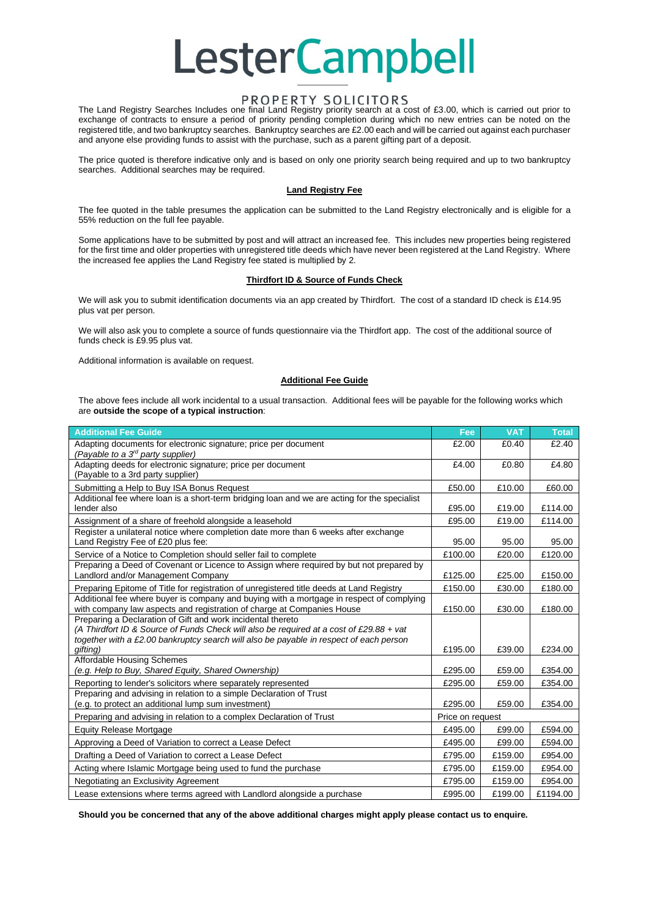# LesterCampbell

PROPERTY SOLICITORS

The Land Registry Searches Includes one final Land Registry priority search at a cost of £3.00, which is carried out prior to exchange of contracts to ensure a period of priority pending completion during which no new entries can be noted on the registered title, and two bankruptcy searches. Bankruptcy searches are £2.00 each and will be carried out against each purchaser and anyone else providing funds to assist with the purchase, such as a parent gifting part of a deposit.

The price quoted is therefore indicative only and is based on only one priority search being required and up to two bankruptcy searches. Additional searches may be required.

**Land Registry Fee**

The fee quoted in the table presumes the application can be submitted to the Land Registry electronically and is eligible for a 55% reduction on the full fee payable.

Some applications have to be submitted by post and will attract an increased fee. This includes new properties being registered for the first time and older properties with unregistered title deeds which have never been registered at the Land Registry. Where the increased fee applies the Land Registry fee stated is multiplied by 2.

**Thirdfort ID & Source of Funds Check**

We will ask you to submit identification documents via an app created by Thirdfort. The cost of a standard ID check is £14.95 plus vat per person.

We will also ask you to complete a source of funds questionnaire via the Thirdfort app. The cost of the additional source of funds check is £9.95 plus vat.

Additional information is available on request.

**Additional Fee Guide**

The above fees include all work incidental to a usual transaction. Additional fees will be payable for the following works which are **outside the scope of a typical instruction**:

| Additional Fee Guide | Fee | VAT | Total |
|---|---|---|---|
| Adapting documents for electronic signature; price per document *(Payable to a 3rd party supplier)* | £2.00 | £0.40 | £2.40 |
| Adapting deeds for electronic signature; price per document (Payable to a 3rd party supplier) | £4.00 | £0.80 | £4.80 |
| Submitting a Help to Buy ISA Bonus Request | £50.00 | £10.00 | £60.00 |
| Additional fee where loan is a short-term bridging loan and we are acting for the specialist lender also | £95.00 | £19.00 | £114.00 |
| Assignment of a share of freehold alongside a leasehold | £95.00 | £19.00 | £114.00 |
| Register a unilateral notice where completion date more than 6 weeks after exchange Land Registry Fee of £20 plus fee: | 95.00 | 95.00 | 95.00 |
| Service of a Notice to Completion should seller fail to complete | £100.00 | £20.00 | £120.00 |
| Preparing a Deed of Covenant or Licence to Assign where required by but not prepared by Landlord and/or Management Company | £125.00 | £25.00 | £150.00 |
| Preparing Epitome of Title for registration of unregistered title deeds at Land Registry | £150.00 | £30.00 | £180.00 |
| Additional fee where buyer is company and buying with a mortgage in respect of complying with company law aspects and registration of charge at Companies House | £150.00 | £30.00 | £180.00 |
| Preparing a Declaration of Gift and work incidental thereto *(A Thirdfort ID & Source of Funds Check will also be required at a cost of £29.88 + vat together with a £2.00 bankruptcy search will also be payable in respect of each person gifting)* | £195.00 | £39.00 | £234.00 |
| Affordable Housing Schemes *(e.g. Help to Buy, Shared Equity, Shared Ownership)* | £295.00 | £59.00 | £354.00 |
| Reporting to lender's solicitors where separately represented | £295.00 | £59.00 | £354.00 |
| Preparing and advising in relation to a simple Declaration of Trust (e.g. to protect an additional lump sum investment) | £295.00 | £59.00 | £354.00 |
| Preparing and advising in relation to a complex Declaration of Trust | Price on request | | |
| Equity Release Mortgage | £495.00 | £99.00 | £594.00 |
| Approving a Deed of Variation to correct a Lease Defect | £495.00 | £99.00 | £594.00 |
| Drafting a Deed of Variation to correct a Lease Defect | £795.00 | £159.00 | £954.00 |
| Acting where Islamic Mortgage being used to fund the purchase | £795.00 | £159.00 | £954.00 |
| Negotiating an Exclusivity Agreement | £795.00 | £159.00 | £954.00 |
| Lease extensions where terms agreed with Landlord alongside a purchase | £995.00 | £199.00 | £1194.00 |

**Should you be concerned that any of the above additional charges might apply please contact us to enquire.**